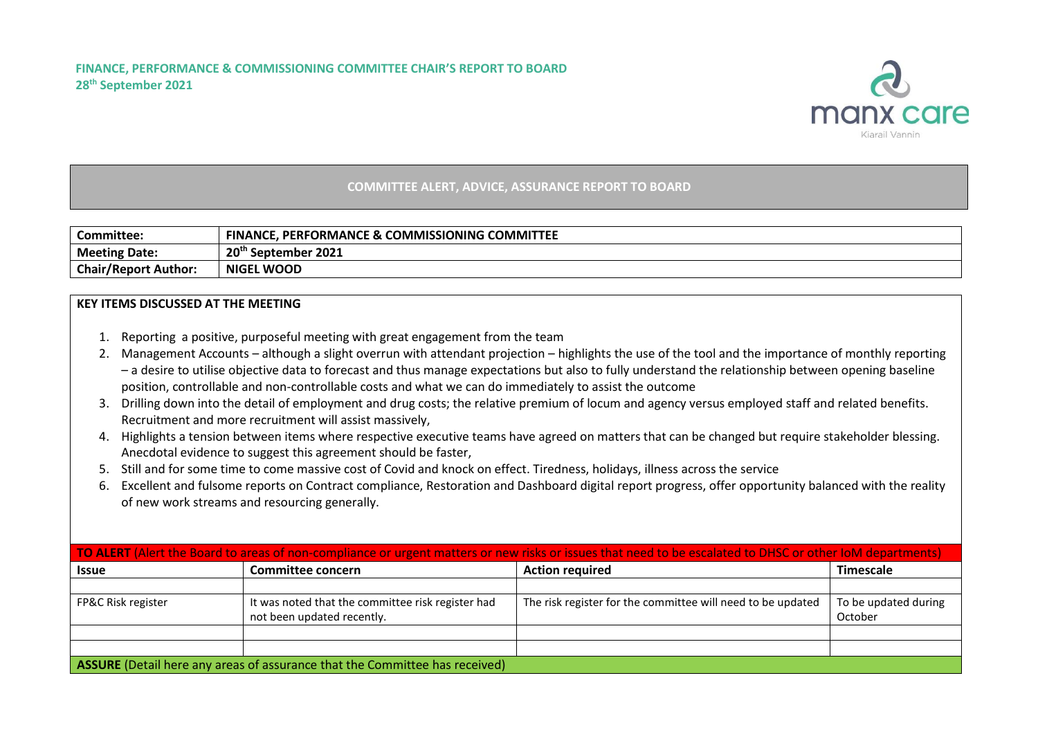**FINANCE, PERFORMANCE & COMMISSIONING COMMITTEE CHAIR'S REPORT TO BOARD**
**28th September 2021**

## COMMITTEE ALERT, ADVICE, ASSURANCE REPORT TO BOARD

| | |
|---|---|
| **Committee:** | **FINANCE, PERFORMANCE & COMMISSIONING COMMITTEE** |
| **Meeting Date:** | **20th September 2021** |
| **Chair/Report Author:** | **NIGEL WOOD** |

**KEY ITEMS DISCUSSED AT THE MEETING**

1. Reporting a positive, purposeful meeting with great engagement from the team
2. Management Accounts – although a slight overrun with attendant projection – highlights the use of the tool and the importance of monthly reporting – a desire to utilise objective data to forecast and thus manage expectations but also to fully understand the relationship between opening baseline position, controllable and non-controllable costs and what we can do immediately to assist the outcome
3. Drilling down into the detail of employment and drug costs; the relative premium of locum and agency versus employed staff and related benefits. Recruitment and more recruitment will assist massively,
4. Highlights a tension between items where respective executive teams have agreed on matters that can be changed but require stakeholder blessing. Anecdotal evidence to suggest this agreement should be faster,
5. Still and for some time to come massive cost of Covid and knock on effect. Tiredness, holidays, illness across the service
6. Excellent and fulsome reports on Contract compliance, Restoration and Dashboard digital report progress, offer opportunity balanced with the reality of new work streams and resourcing generally.

**TO ALERT** (Alert the Board to areas of non-compliance or urgent matters or new risks or issues that need to be escalated to DHSC or other IoM departments)

| Issue | Committee concern | Action required | Timescale |
|---|---|---|---|
| | | | |
| FP&C Risk register | It was noted that the committee risk register had not been updated recently. | The risk register for the committee will need to be updated | To be updated during October |
| | | | |
| | | | |

**ASSURE** (Detail here any areas of assurance that the Committee has received)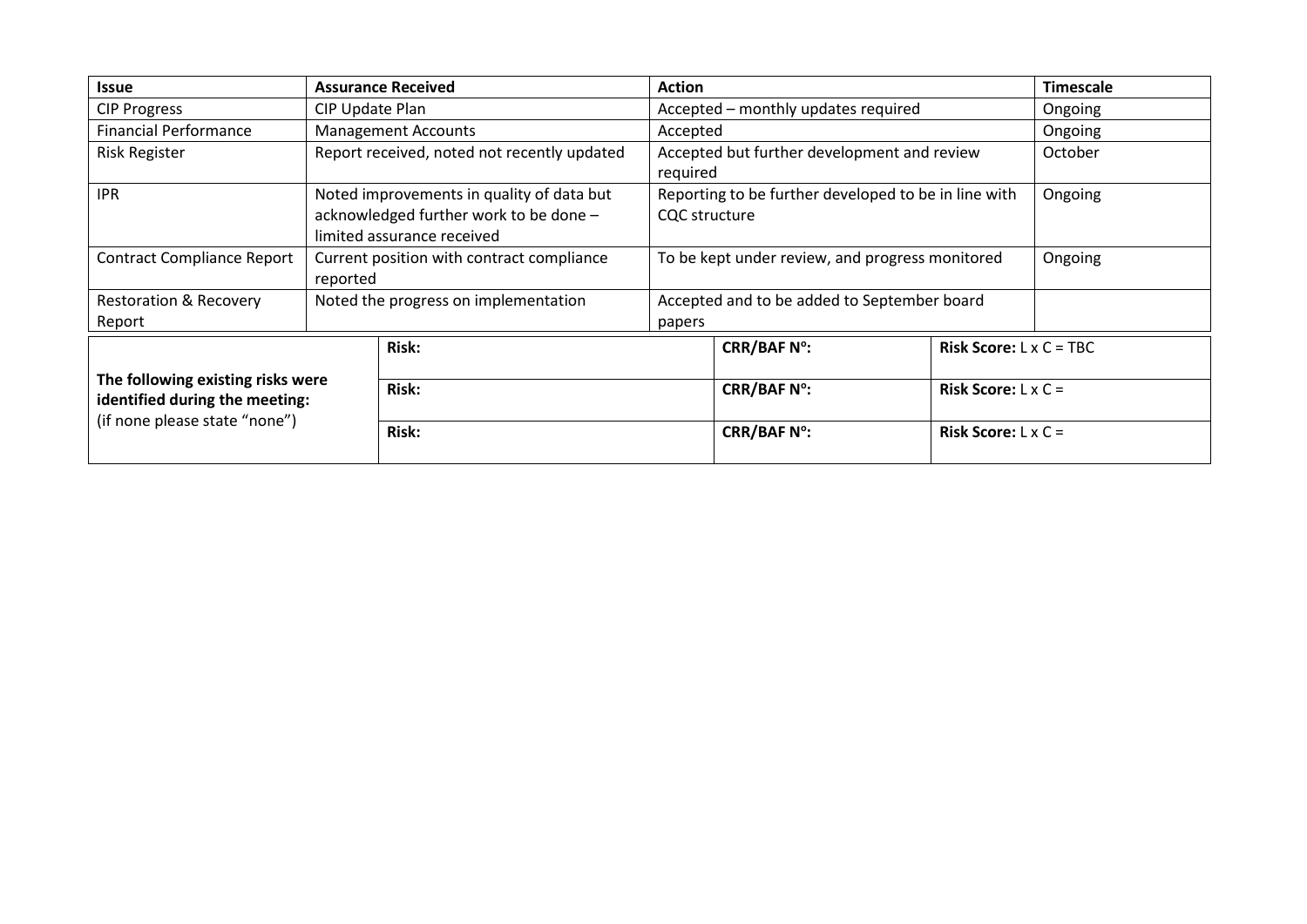| Issue | Assurance Received | Action | Timescale |
|---|---|---|---|
| CIP Progress | CIP Update Plan | Accepted – monthly updates required | Ongoing |
| Financial Performance | Management Accounts | Accepted | Ongoing |
| Risk Register | Report received, noted not recently updated | Accepted but further development and review required | October |
| IPR | Noted improvements in quality of data but acknowledged further work to be done – limited assurance received | Reporting to be further developed to be in line with CQC structure | Ongoing |
| Contract Compliance Report | Current position with contract compliance reported | To be kept under review, and progress monitored | Ongoing |
| Restoration & Recovery Report | Noted the progress on implementation | Accepted and to be added to September board papers | |

| | | | |
|---|---|---|---|
| **The following existing risks were identified during the meeting:** (if none please state "none") | **Risk:** | **CRR/BAF Nº:** | **Risk Score:** L x C = TBC |
| | **Risk:** | **CRR/BAF Nº:** | **Risk Score:** L x C = |
| | **Risk:** | **CRR/BAF Nº:** | **Risk Score:** L x C = |